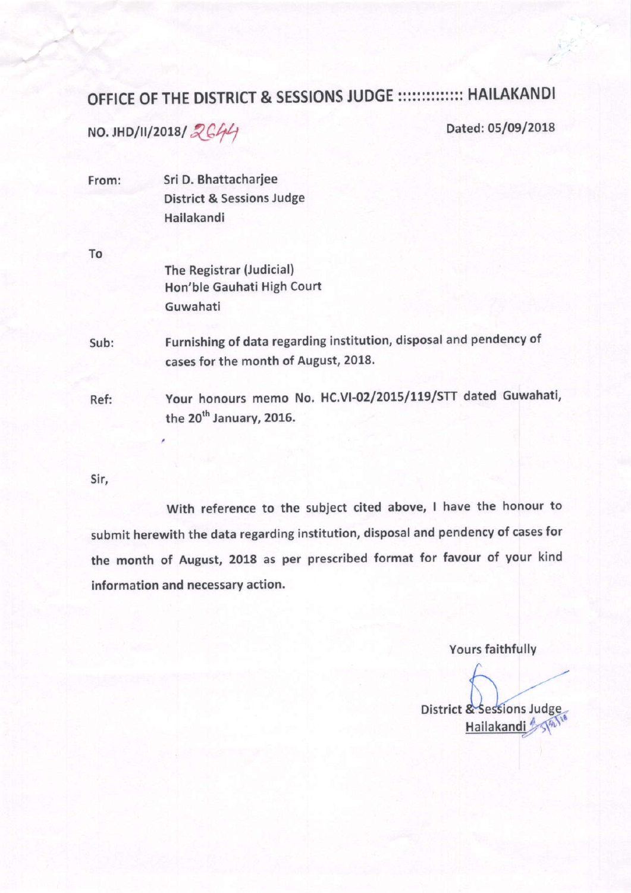# OFFICE OF THE DISTRICT & SESSIONS JUDGE ::::::::::::: HAILAKANDI

NO. JHD/II/2018/ 2644 Dated: 05/09/2018

From: Sri D. Bhattacharjee
District & Sessions Judge
Hailakandi

To

The Registrar (Judicial)
Hon'ble Gauhati High Court
Guwahati

Sub: **Furnishing of data regarding institution, disposal and pendency of cases for the month of August, 2018.**

Ref: **Your honours memo No. HC.VI-02/2015/119/STT dated Guwahati, the 20th January, 2016.**

Sir,

With reference to the subject cited above, I have the honour to submit herewith the data regarding institution, disposal and pendency of cases for the month of August, 2018 as per prescribed format for favour of your kind information and necessary action.

Yours faithfully

District & Sessions Judge
Hailakandi 5/9/18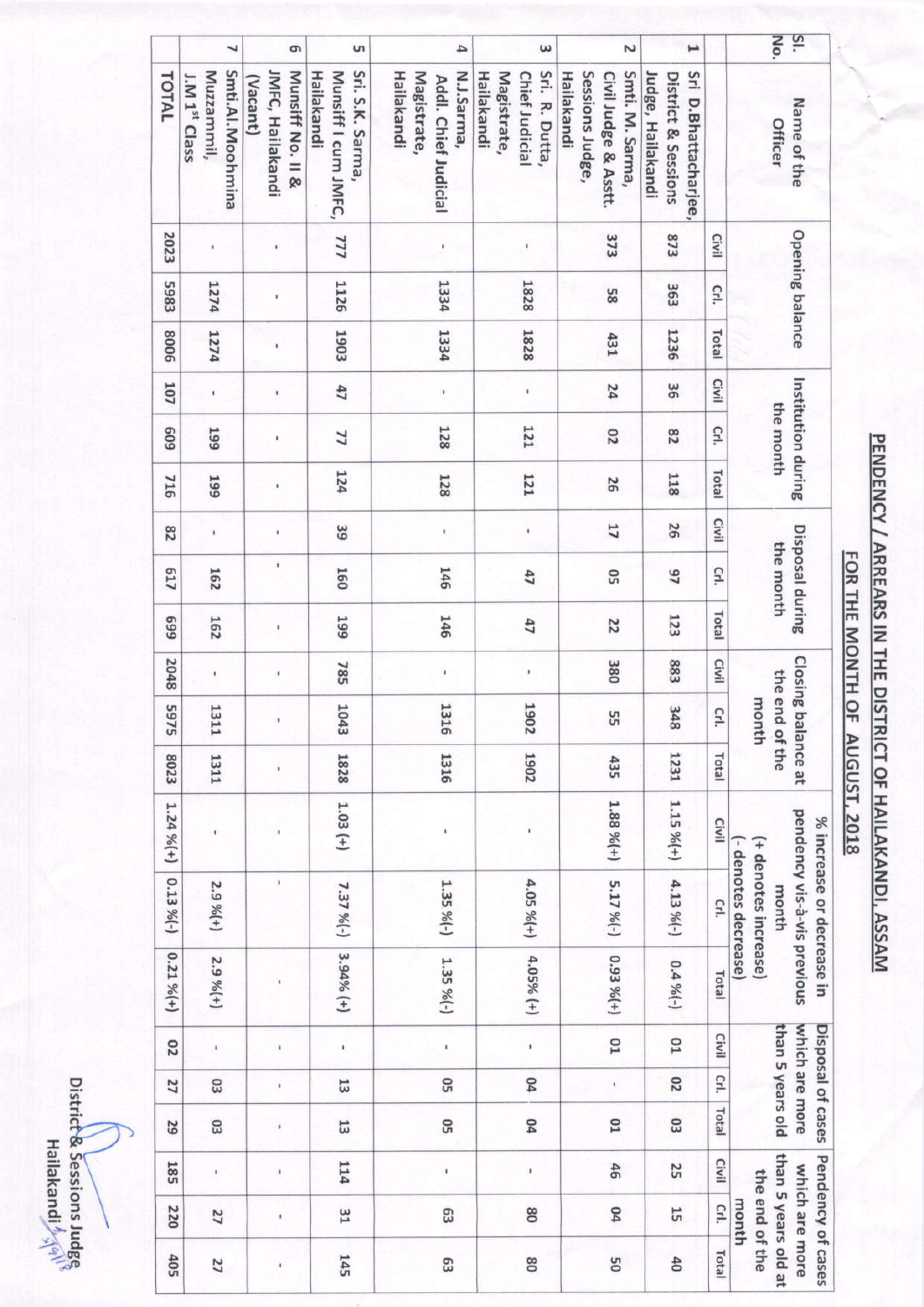# PENDENCY / ARREARS IN THE DISTRICT OF HAILAKANDI, ASSAM

## FOR THE MONTH OF AUGUST, 2018

| Sl. No. | Name of the Officer | Opening balance | | | Institution during the month | | | Disposal during the month | | | Closing balance at the end of the month | | | % increase or decrease in pendency vis-à-vis previous month (+ denotes increase) (- denotes decrease) | | | Disposal of cases which are more than 5 years old | | | Pendency of cases which are more than 5 years old at the end of the month | | |
|---|---|---|---|---|---|---|---|---|---|---|---|---|---|---|---|---|---|---|---|---|---|---|
| | | Civil | Crl. | Total | Civil | Crl. | Total | Civil | Crl. | Total | Civil | Crl. | Total | Civil | Crl. | Total | Civil | Crl. | Total | Civil | Crl. | Total |
| 1 | Sri D.Bhattacharjee, District & Sessions Judge, Hailakandi | 873 | 363 | 1236 | 36 | 82 | 118 | 26 | 97 | 123 | 883 | 348 | 1231 | 1.15 %(+) | 4.13 %(-) | 0.4 %(-) | 01 | 02 | 03 | 25 | 15 | 40 |
| 2 | Smti. M. Sarma, Civil Judge & Asstt. Sessions Judge, Hailakandi | 373 | 58 | 431 | 24 | 02 | 26 | 17 | 05 | 22 | 380 | 55 | 435 | 1.88 %(+) | 5.17 %(-) | 0.93 %(+) | 01 | - | 01 | 46 | 04 | 50 |
| 3 | Sri. R. Dutta, Chief Judicial Magistrate, Hailakandi | - | 1828 | 1828 | - | 121 | 121 | - | 47 | 47 | - | 1902 | 1902 | - | 4.05 %(+) | 4.05% (+) | - | 04 | 04 | - | 80 | 80 |
| 4 | N.J.Sarma, Addl. Chief Judicial Magistrate, Hailakandi | - | 1334 | 1334 | - | 128 | 128 | - | 146 | 146 | - | 1316 | 1316 | - | 1.35 %(-) | 1.35 %(-) | - | 05 | 05 | - | 63 | 63 |
| 5 | Sri. S.K. Sarma, Munsiff I cum JMFC, Hailakandi | 777 | 1126 | 1903 | 47 | 77 | 124 | 39 | 160 | 199 | 785 | 1043 | 1828 | 1.03 (+) | 7.37 %(-) | 3.94% (+) | - | 13 | 13 | 114 | 31 | 145 |
| 6 | Munsiff No. II & JMFC, Hailakandi (Vacant) | - | - | - | - | - | - | - | - | - | - | - | - | - | - | - | - | - | - | - | - | - |
| 7 | Smti.Al.Moohmina Muzzammil, J.M 1st Class | - | 1274 | 1274 | - | 199 | 199 | - | 162 | 162 | - | 1311 | 1311 | - | 2.9 %(+) | 2.9 %(+) | - | 03 | 03 | - | 27 | 27 |
| | TOTAL | 2023 | 5983 | 8006 | 107 | 609 | 716 | 82 | 617 | 699 | 2048 | 5975 | 8023 | 1.24 %(+) | 0.13 %(-) | 0.21 %(+) | 02 | 27 | 29 | 185 | 220 | 405 |

District & Sessions Judge
Hailakandi